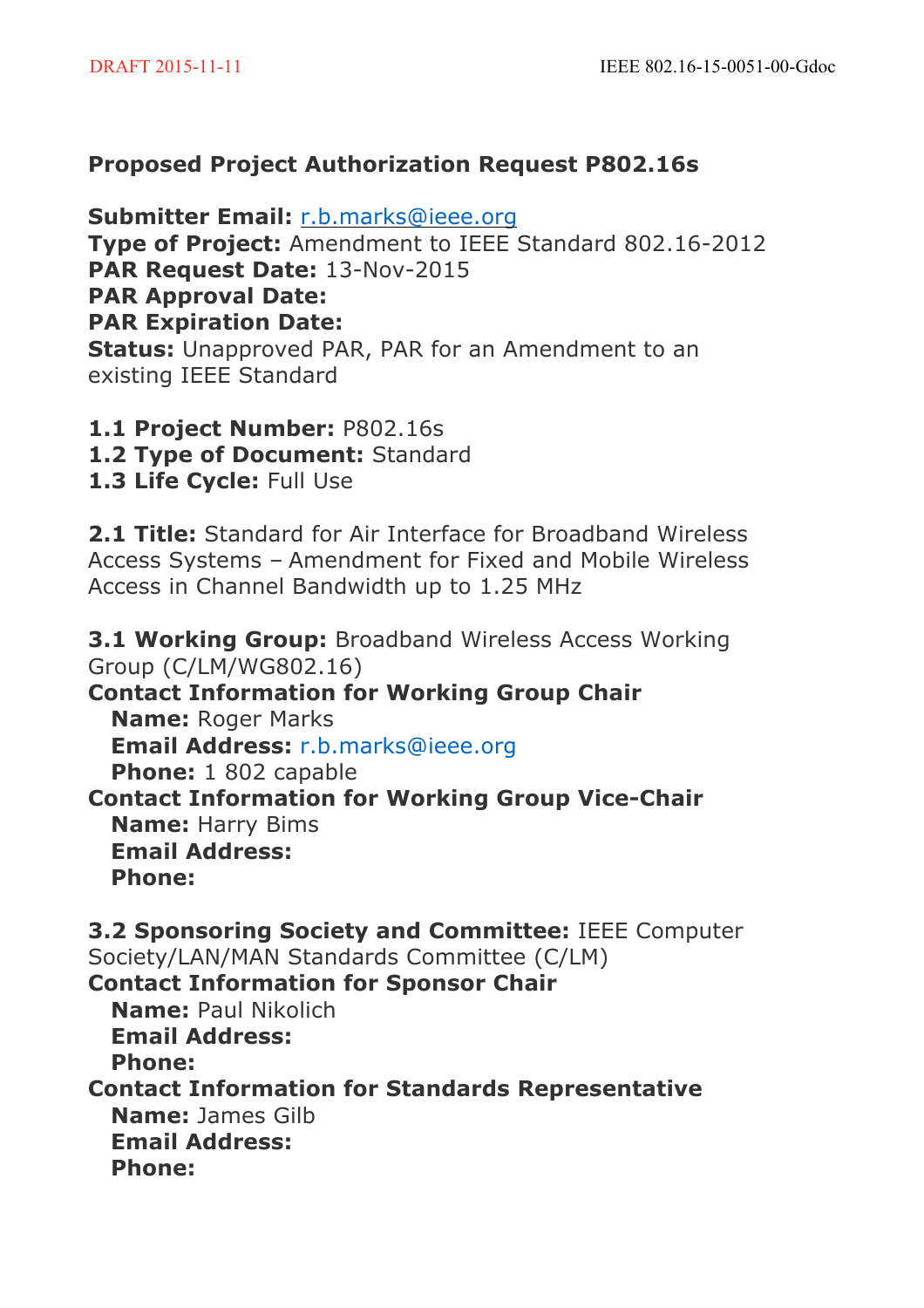**Proposed Project Authorization Request P802.16s**

**Submitter Email:** r.b.marks@ieee.org
**Type of Project:** Amendment to IEEE Standard 802.16-2012
**PAR Request Date:** 13-Nov-2015
**PAR Approval Date:**
**PAR Expiration Date:**
**Status:** Unapproved PAR, PAR for an Amendment to an existing IEEE Standard

**1.1 Project Number:** P802.16s
**1.2 Type of Document:** Standard
**1.3 Life Cycle:** Full Use

**2.1 Title:** Standard for Air Interface for Broadband Wireless Access Systems – Amendment for Fixed and Mobile Wireless Access in Channel Bandwidth up to 1.25 MHz

**3.1 Working Group:** Broadband Wireless Access Working Group (C/LM/WG802.16)
**Contact Information for Working Group Chair**
  **Name:** Roger Marks
  **Email Address:** r.b.marks@ieee.org
  **Phone:** 1 802 capable
**Contact Information for Working Group Vice-Chair**
  **Name:** Harry Bims
  **Email Address:**
  **Phone:**

**3.2 Sponsoring Society and Committee:** IEEE Computer Society/LAN/MAN Standards Committee (C/LM)
**Contact Information for Sponsor Chair**
  **Name:** Paul Nikolich
  **Email Address:**
  **Phone:**
**Contact Information for Standards Representative**
  **Name:** James Gilb
  **Email Address:**
  **Phone:**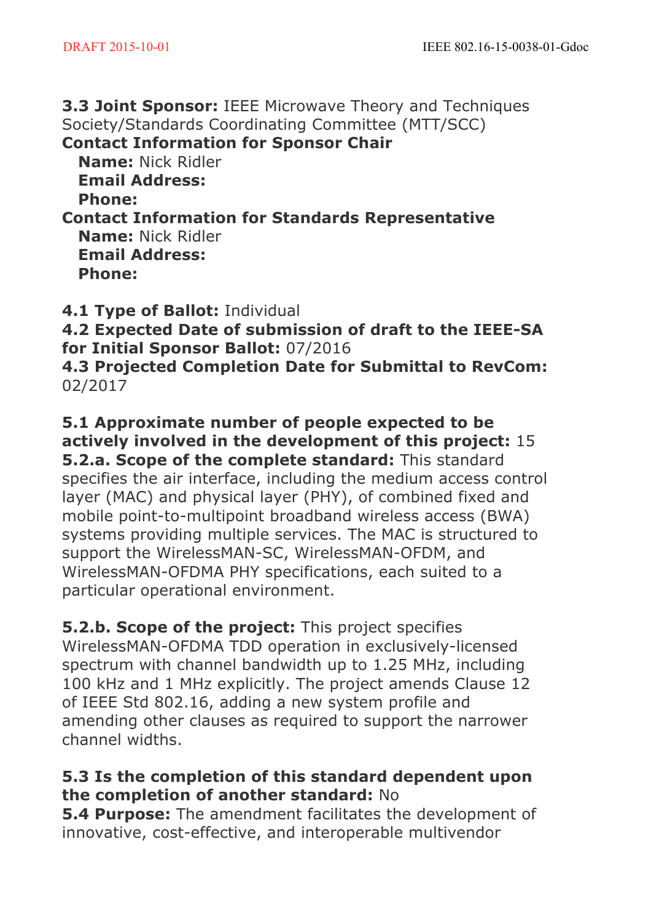**3.3 Joint Sponsor:** IEEE Microwave Theory and Techniques Society/Standards Coordinating Committee (MTT/SCC)
**Contact Information for Sponsor Chair**
  **Name:** Nick Ridler
  **Email Address:**
  **Phone:**
**Contact Information for Standards Representative**
  **Name:** Nick Ridler
  **Email Address:**
  **Phone:**

**4.1 Type of Ballot:** Individual
**4.2 Expected Date of submission of draft to the IEEE-SA for Initial Sponsor Ballot:** 07/2016
**4.3 Projected Completion Date for Submittal to RevCom:** 02/2017

**5.1 Approximate number of people expected to be actively involved in the development of this project:** 15
**5.2.a. Scope of the complete standard:** This standard specifies the air interface, including the medium access control layer (MAC) and physical layer (PHY), of combined fixed and mobile point-to-multipoint broadband wireless access (BWA) systems providing multiple services. The MAC is structured to support the WirelessMAN-SC, WirelessMAN-OFDM, and WirelessMAN-OFDMA PHY specifications, each suited to a particular operational environment.

**5.2.b. Scope of the project:** This project specifies WirelessMAN-OFDMA TDD operation in exclusively-licensed spectrum with channel bandwidth up to 1.25 MHz, including 100 kHz and 1 MHz explicitly. The project amends Clause 12 of IEEE Std 802.16, adding a new system profile and amending other clauses as required to support the narrower channel widths.

**5.3 Is the completion of this standard dependent upon the completion of another standard:** No
**5.4 Purpose:** The amendment facilitates the development of innovative, cost-effective, and interoperable multivendor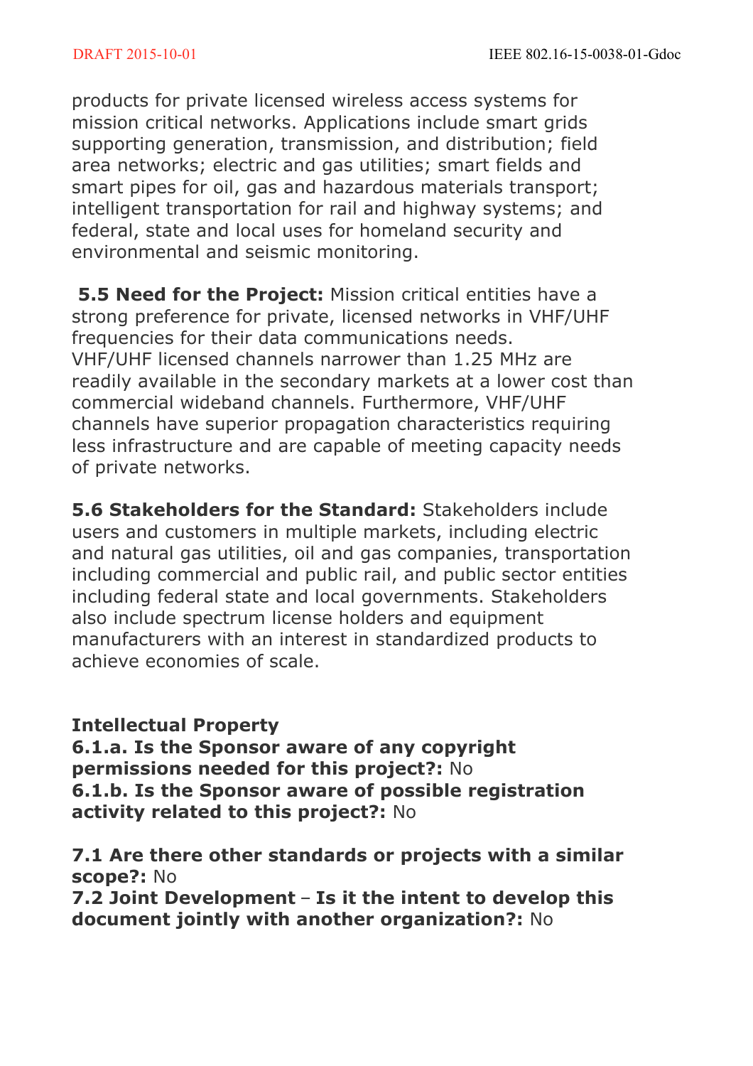products for private licensed wireless access systems for mission critical networks. Applications include smart grids supporting generation, transmission, and distribution; field area networks; electric and gas utilities; smart fields and smart pipes for oil, gas and hazardous materials transport; intelligent transportation for rail and highway systems; and federal, state and local uses for homeland security and environmental and seismic monitoring.

**5.5 Need for the Project:** Mission critical entities have a strong preference for private, licensed networks in VHF/UHF frequencies for their data communications needs. VHF/UHF licensed channels narrower than 1.25 MHz are readily available in the secondary markets at a lower cost than commercial wideband channels. Furthermore, VHF/UHF channels have superior propagation characteristics requiring less infrastructure and are capable of meeting capacity needs of private networks.

**5.6 Stakeholders for the Standard:** Stakeholders include users and customers in multiple markets, including electric and natural gas utilities, oil and gas companies, transportation including commercial and public rail, and public sector entities including federal state and local governments. Stakeholders also include spectrum license holders and equipment manufacturers with an interest in standardized products to achieve economies of scale.

**Intellectual Property**
**6.1.a. Is the Sponsor aware of any copyright permissions needed for this project?:** No
**6.1.b. Is the Sponsor aware of possible registration activity related to this project?:** No

**7.1 Are there other standards or projects with a similar scope?:** No
**7.2 Joint Development** – **Is it the intent to develop this document jointly with another organization?:** No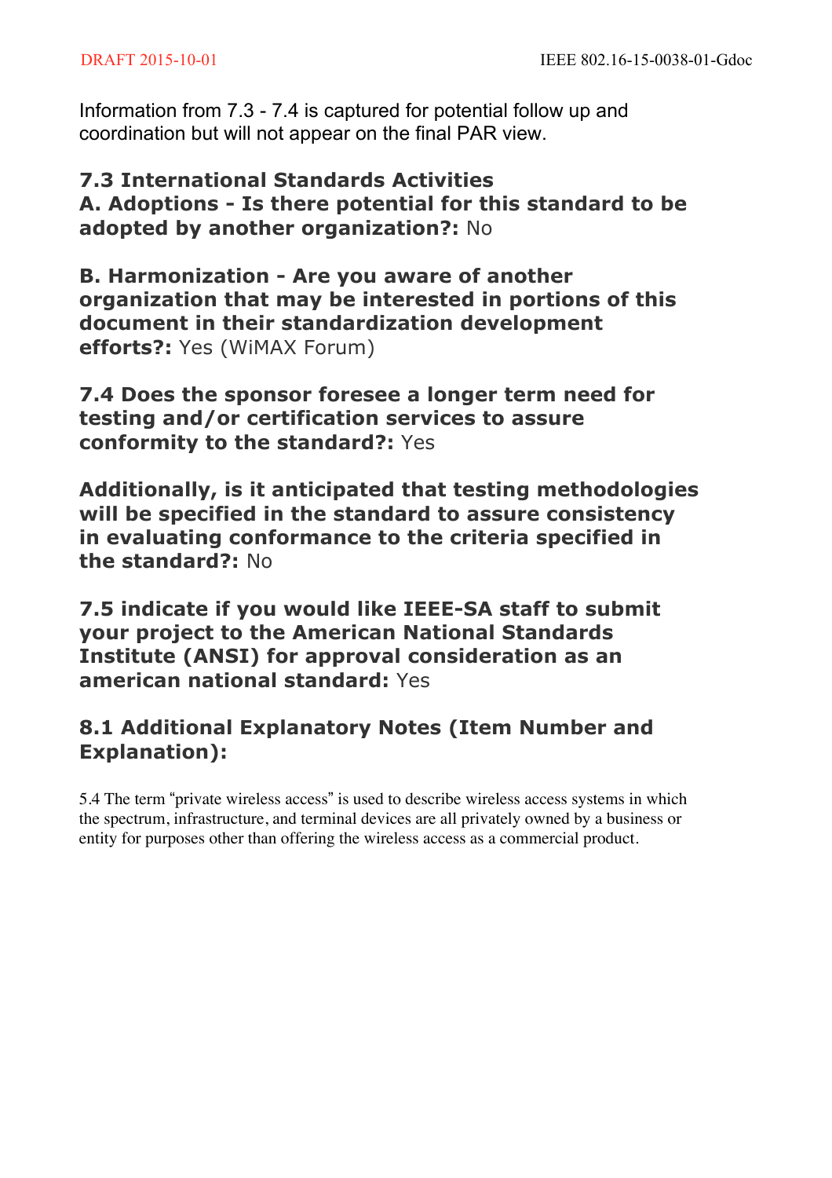Information from 7.3 - 7.4 is captured for potential follow up and coordination but will not appear on the final PAR view.

**7.3 International Standards Activities**
**A. Adoptions - Is there potential for this standard to be adopted by another organization?:** No

**B. Harmonization - Are you aware of another organization that may be interested in portions of this document in their standardization development efforts?:** Yes (WiMAX Forum)

**7.4 Does the sponsor foresee a longer term need for testing and/or certification services to assure conformity to the standard?:** Yes

**Additionally, is it anticipated that testing methodologies will be specified in the standard to assure consistency in evaluating conformance to the criteria specified in the standard?:** No

**7.5 indicate if you would like IEEE-SA staff to submit your project to the American National Standards Institute (ANSI) for approval consideration as an american national standard:** Yes

**8.1 Additional Explanatory Notes (Item Number and Explanation):**

5.4 The term "private wireless access" is used to describe wireless access systems in which the spectrum, infrastructure, and terminal devices are all privately owned by a business or entity for purposes other than offering the wireless access as a commercial product.